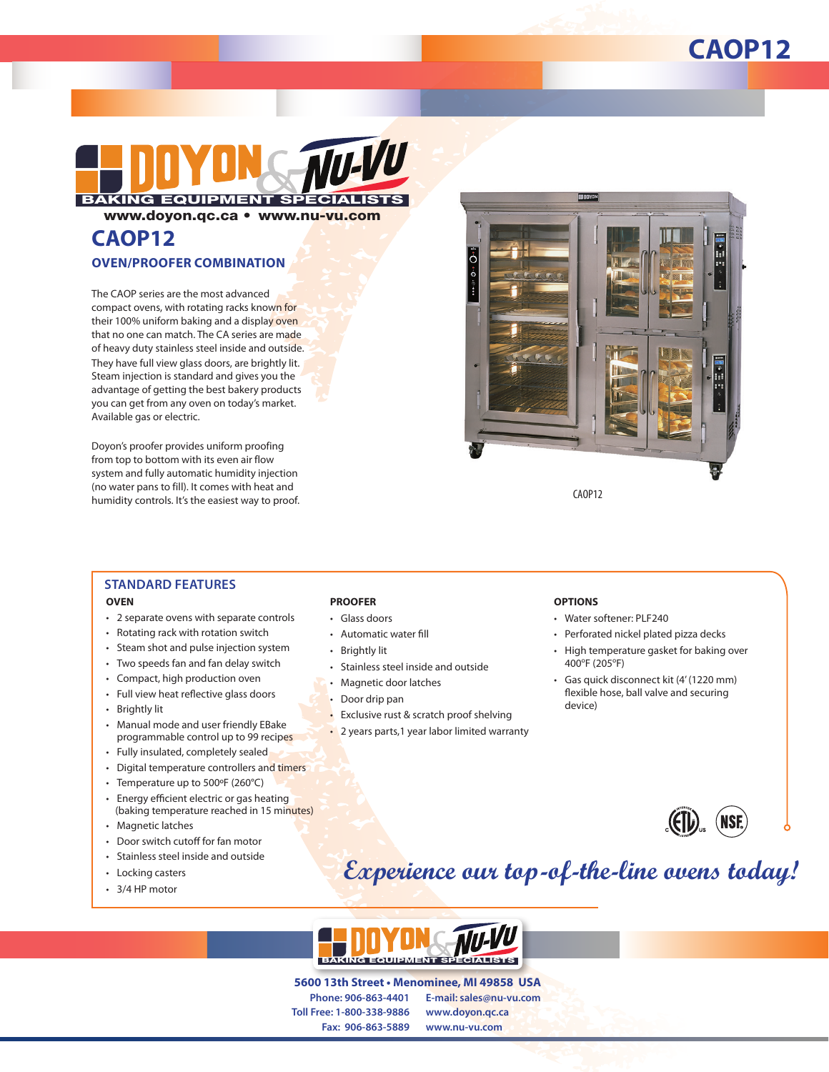# CAOP12

DOYON & NU-VU
BAKING EQUIPMENT SPECIALISTS

www.doyon.qc.ca • www.nu-vu.com

## CAOP12

### OVEN/PROOFER COMBINATION

The CAOP series are the most advanced compact ovens, with rotating racks known for their 100% uniform baking and a display oven that no one can match. The CA series are made of heavy duty stainless steel inside and outside. They have full view glass doors, are brightly lit. Steam injection is standard and gives you the advantage of getting the best bakery products you can get from any oven on today's market. Available gas or electric.

Doyon's proofer provides uniform proofing from top to bottom with its even air flow system and fully automatic humidity injection (no water pans to fill). It comes with heat and humidity controls. It's the easiest way to proof.

CAOP12

## STANDARD FEATURES

### OVEN

- 2 separate ovens with separate controls
- Rotating rack with rotation switch
- Steam shot and pulse injection system
- Two speeds fan and fan delay switch
- Compact, high production oven
- Full view heat reflective glass doors
- Brightly lit
- Manual mode and user friendly EBake programmable control up to 99 recipes
- Fully insulated, completely sealed
- Digital temperature controllers and timers
- Temperature up to 500ºF (260°C)
- Energy efficient electric or gas heating (baking temperature reached in 15 minutes)
- Magnetic latches
- Door switch cutoff for fan motor
- Stainless steel inside and outside
- Locking casters
- 3/4 HP motor

### PROOFER

- Glass doors
- Automatic water fill
- Brightly lit
- Stainless steel inside and outside
- Magnetic door latches
- Door drip pan
- Exclusive rust & scratch proof shelving
- 2 years parts,1 year labor limited warranty

### OPTIONS

- Water softener: PLF240
- Perforated nickel plated pizza decks
- High temperature gasket for baking over 400ºF (205ºF)
- Gas quick disconnect kit (4' (1220 mm) flexible hose, ball valve and securing device)

*Experience our top-of-the-line ovens today!*

DOYON & NU-VU
BAKING EQUIPMENT SPECIALISTS

**5600 13th Street • Menominee, MI 49858 USA**

Phone: 906-863-4401
Toll Free: 1-800-338-9886
Fax: 906-863-5889

E-mail: sales@nu-vu.com
www.doyon.qc.ca
www.nu-vu.com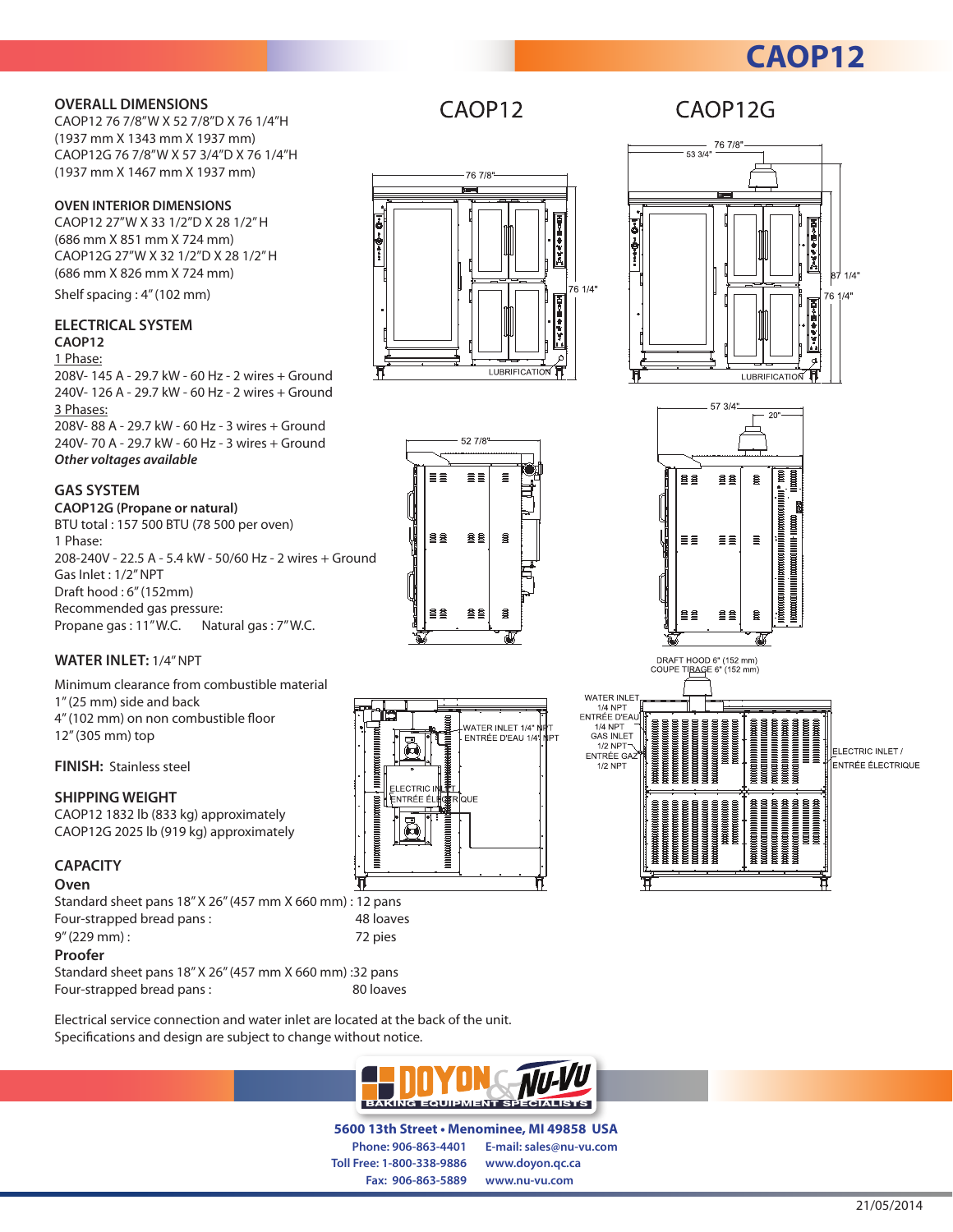# CAOP12

## OVERALL DIMENSIONS

CAOP12 76 7/8"W X 52 7/8"D X 76 1/4"H
(1937 mm X 1343 mm X 1937 mm)
CAOP12G 76 7/8"W X 57 3/4"D X 76 1/4"H
(1937 mm X 1467 mm X 1937 mm)

## OVEN INTERIOR DIMENSIONS

CAOP12 27"W X 33 1/2"D X 28 1/2" H
(686 mm X 851 mm X 724 mm)
CAOP12G 27"W X 32 1/2"D X 28 1/2" H
(686 mm X 826 mm X 724 mm)

Shelf spacing : 4" (102 mm)

## ELECTRICAL SYSTEM

**CAOP12**

1 Phase:
208V- 145 A - 29.7 kW - 60 Hz - 2 wires + Ground
240V- 126 A - 29.7 kW - 60 Hz - 2 wires + Ground

3 Phases:
208V- 88 A - 29.7 kW - 60 Hz - 3 wires + Ground
240V- 70 A - 29.7 kW - 60 Hz - 3 wires + Ground

***Other voltages available***

## GAS SYSTEM

**CAOP12G (Propane or natural)**

BTU total : 157 500 BTU (78 500 per oven)
1 Phase:
208-240V - 22.5 A - 5.4 kW - 50/60 Hz - 2 wires + Ground
Gas Inlet : 1/2" NPT
Draft hood : 6" (152mm)
Recommended gas pressure:
Propane gas : 11" W.C. Natural gas : 7" W.C.

**WATER INLET:** 1/4" NPT

Minimum clearance from combustible material
1" (25 mm) side and back
4" (102 mm) on non combustible floor
12" (305 mm) top

**FINISH:** Stainless steel

## SHIPPING WEIGHT

CAOP12 1832 lb (833 kg) approximately
CAOP12G 2025 lb (919 kg) approximately

## CAPACITY

**Oven**

Standard sheet pans 18" X 26" (457 mm X 660 mm) : 12 pans
Four-strapped bread pans : 48 loaves
9" (229 mm) : 72 pies

**Proofer**

Standard sheet pans 18" X 26" (457 mm X 660 mm) :32 pans
Four-strapped bread pans : 80 loaves

Electrical service connection and water inlet are located at the back of the unit.
Specifications and design are subject to change without notice.

CAOP12

76 7/8"
76 1/4"
LUBRIFICATION
52 7/8"
WATER INLET 1/4" NPT
ENTRÉE D'EAU 1/4" NPT
ELECTRIC INLET
ENTRÉE ÉLECTRIQUE

CAOP12G

76 7/8"
53 3/4"
87 1/4"
76 1/4"
LUBRIFICATION
57 3/4"
20"
DRAFT HOOD 6" (152 mm)
COUPE TIRAGE 6" (152 mm)
WATER INLET 1/4 NPT
ENTRÉE D'EAU 1/4 NPT
GAS INLET 1/2 NPT
ENTRÉE GAZ 1/2 NPT
ELECTRIC INLET /
ENTRÉE ÉLECTRIQUE

DOYON & NU-VU
BAKING EQUIPMENT SPECIALISTS

**5600 13th Street • Menominee, MI 49858 USA**
Phone: 906-863-4401 E-mail: sales@nu-vu.com
Toll Free: 1-800-338-9886 www.doyon.qc.ca
Fax: 906-863-5889 www.nu-vu.com

21/05/2014